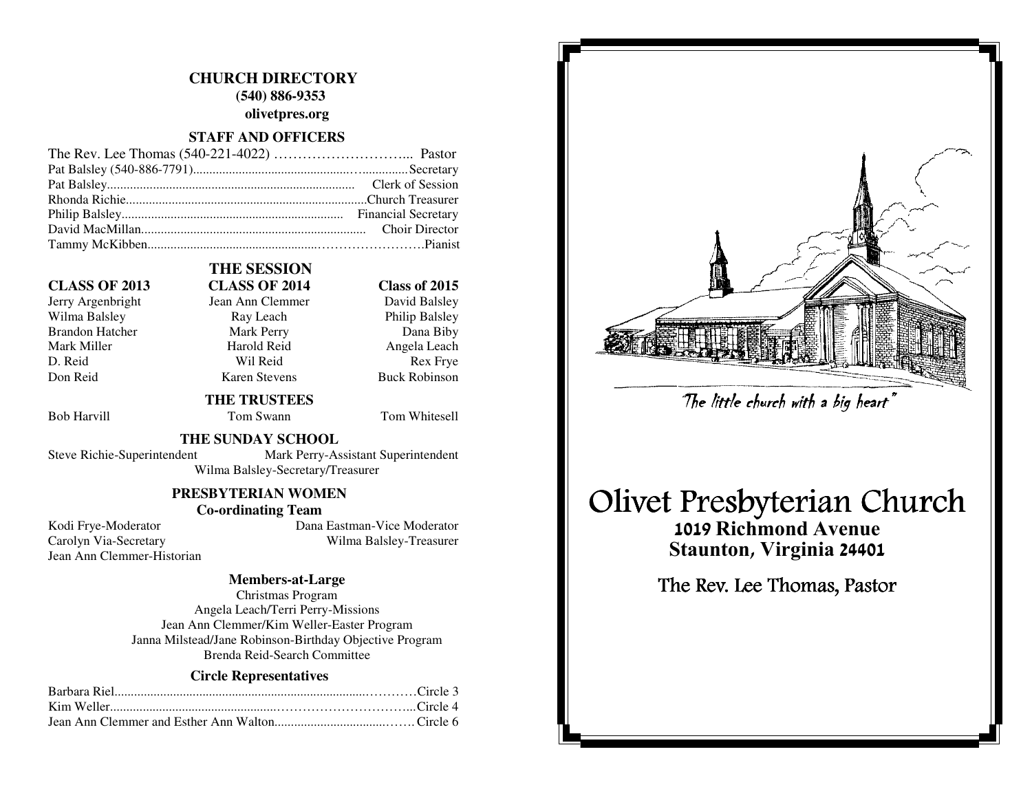## CHURCH DIRECTORY

**(540) 886-9353**

**olivetpres.org**

### STAFF AND OFFICERS

| Name | Position |
|---|---|
| The Rev. Lee Thomas (540-221-4022) | Pastor |
| Pat Balsley (540-886-7791) | Secretary |
| Pat Balsley | Clerk of Session |
| Rhonda Richie | Church Treasurer |
| Philip Balsley | Financial Secretary |
| David MacMillan | Choir Director |
| Tammy McKibben | Pianist |

### THE SESSION

| CLASS OF 2013 | CLASS OF 2014 | Class of 2015 |
|---|---|---|
| Jerry Argenbright | Jean Ann Clemmer | David Balsley |
| Wilma Balsley | Ray Leach | Philip Balsley |
| Brandon Hatcher | Mark Perry | Dana Biby |
| Mark Miller | Harold Reid | Angela Leach |
| D. Reid | Wil Reid | Rex Frye |
| Don Reid | Karen Stevens | Buck Robinson |

### THE TRUSTEES

Bob Harvill | Tom Swann | Tom Whitesell

### THE SUNDAY SCHOOL

Steve Richie-Superintendent | Mark Perry-Assistant Superintendent

Wilma Balsley-Secretary/Treasurer

### PRESBYTERIAN WOMEN

**Co-ordinating Team**

Kodi Frye-Moderator | Dana Eastman-Vice Moderator

Carolyn Via-Secretary | Wilma Balsley-Treasurer

Jean Ann Clemmer-Historian

#### Members-at-Large

Christmas Program

Angela Leach/Terri Perry-Missions

Jean Ann Clemmer/Kim Weller-Easter Program

Janna Milstead/Jane Robinson-Birthday Objective Program

Brenda Reid-Search Committee

#### Circle Representatives

| Name | Circle |
|---|---|
| Barbara Riel | Circle 3 |
| Kim Weller | Circle 4 |
| Jean Ann Clemmer and Esther Ann Walton | Circle 6 |

*"The little church with a big heart"*

# Olivet Presbyterian Church

**1019 Richmond Avenue**

**Staunton, Virginia 24401**

The Rev. Lee Thomas, Pastor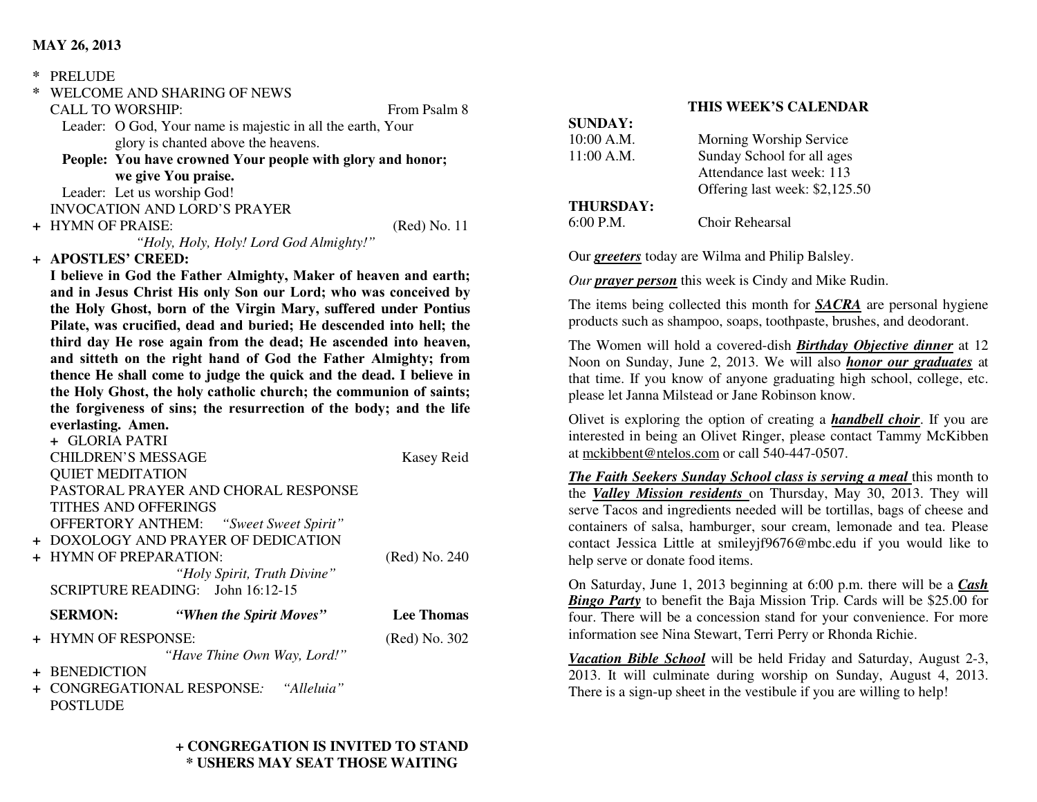**MAY 26, 2013**

\* PRELUDE

\* WELCOME AND SHARING OF NEWS

CALL TO WORSHIP: From Psalm 8

Leader: O God, Your name is majestic in all the earth, Your glory is chanted above the heavens.

**People: You have crowned Your people with glory and honor; we give You praise.**

Leader: Let us worship God!

INVOCATION AND LORD'S PRAYER

\+ HYMN OF PRAISE: (Red) No. 11

*"Holy, Holy, Holy! Lord God Almighty!"*

\+ **APOSTLES' CREED:**

**I believe in God the Father Almighty, Maker of heaven and earth; and in Jesus Christ His only Son our Lord; who was conceived by the Holy Ghost, born of the Virgin Mary, suffered under Pontius Pilate, was crucified, dead and buried; He descended into hell; the third day He rose again from the dead; He ascended into heaven, and sitteth on the right hand of God the Father Almighty; from thence He shall come to judge the quick and the dead. I believe in the Holy Ghost, the holy catholic church; the communion of saints; the forgiveness of sins; the resurrection of the body; and the life everlasting. Amen.**

\+ GLORIA PATRI

CHILDREN'S MESSAGE Kasey Reid

QUIET MEDITATION

PASTORAL PRAYER AND CHORAL RESPONSE

TITHES AND OFFERINGS

OFFERTORY ANTHEM: *"Sweet Sweet Spirit"*

\+ DOXOLOGY AND PRAYER OF DEDICATION

\+ HYMN OF PREPARATION: (Red) No. 240

*"Holy Spirit, Truth Divine"*

SCRIPTURE READING: John 16:12-15

**SERMON:** ***"When the Spirit Moves"*** **Lee Thomas**

\+ HYMN OF RESPONSE: (Red) No. 302

*"Have Thine Own Way, Lord!"*

\+ BENEDICTION

\+ CONGREGATIONAL RESPONSE: *"Alleluia"*

POSTLUDE

**+ CONGREGATION IS INVITED TO STAND**
**\* USHERS MAY SEAT THOSE WAITING**

## THIS WEEK'S CALENDAR

**SUNDAY:**

10:00 A.M. Morning Worship Service
11:00 A.M. Sunday School for all ages
Attendance last week: 113
Offering last week: $2,125.50

**THURSDAY:**

6:00 P.M. Choir Rehearsal

Our ***greeters*** today are Wilma and Philip Balsley.

*Our* ***prayer person*** this week is Cindy and Mike Rudin.

The items being collected this month for ***SACRA*** are personal hygiene products such as shampoo, soaps, toothpaste, brushes, and deodorant.

The Women will hold a covered-dish ***Birthday Objective dinner*** at 12 Noon on Sunday, June 2, 2013. We will also ***honor our graduates*** at that time. If you know of anyone graduating high school, college, etc. please let Janna Milstead or Jane Robinson know.

Olivet is exploring the option of creating a ***handbell choir***. If you are interested in being an Olivet Ringer, please contact Tammy McKibben at mckibbent@ntelos.com or call 540-447-0507.

***The Faith Seekers Sunday School class is serving a meal*** this month to the ***Valley Mission residents*** on Thursday, May 30, 2013. They will serve Tacos and ingredients needed will be tortillas, bags of cheese and containers of salsa, hamburger, sour cream, lemonade and tea. Please contact Jessica Little at smileyjf9676@mbc.edu if you would like to help serve or donate food items.

On Saturday, June 1, 2013 beginning at 6:00 p.m. there will be a ***Cash Bingo Party*** to benefit the Baja Mission Trip. Cards will be $25.00 for four. There will be a concession stand for your convenience. For more information see Nina Stewart, Terri Perry or Rhonda Richie.

***Vacation Bible School*** will be held Friday and Saturday, August 2-3, 2013. It will culminate during worship on Sunday, August 4, 2013. There is a sign-up sheet in the vestibule if you are willing to help!